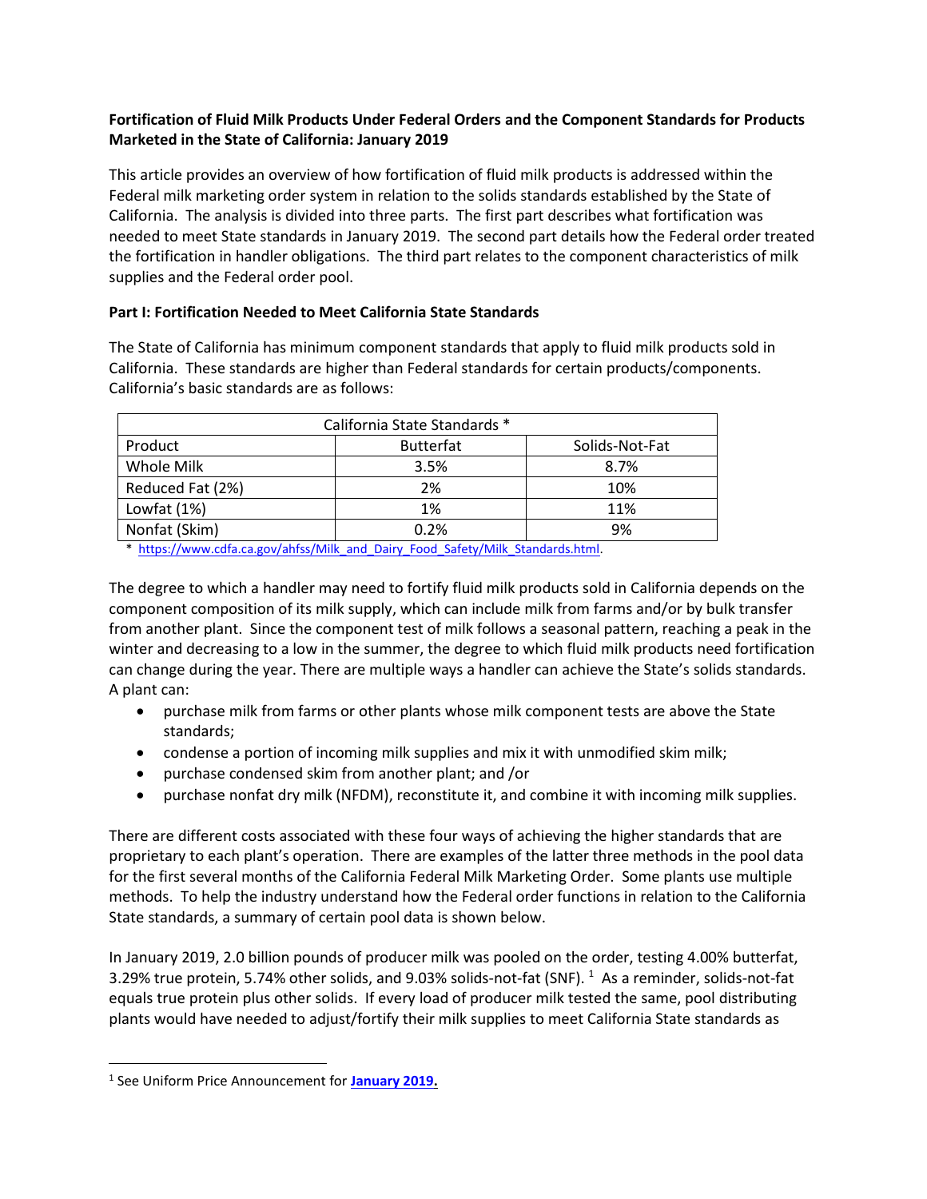**Fortification of Fluid Milk Products Under Federal Orders and the Component Standards for Products Marketed in the State of California: January 2019**

This article provides an overview of how fortification of fluid milk products is addressed within the Federal milk marketing order system in relation to the solids standards established by the State of California. The analysis is divided into three parts. The first part describes what fortification was needed to meet State standards in January 2019. The second part details how the Federal order treated the fortification in handler obligations. The third part relates to the component characteristics of milk supplies and the Federal order pool.

**Part I: Fortification Needed to Meet California State Standards**

The State of California has minimum component standards that apply to fluid milk products sold in California. These standards are higher than Federal standards for certain products/components. California's basic standards are as follows:

| California State Standards * | | |
|---|---|---|
| Product | Butterfat | Solids-Not-Fat |
| Whole Milk | 3.5% | 8.7% |
| Reduced Fat (2%) | 2% | 10% |
| Lowfat (1%) | 1% | 11% |
| Nonfat (Skim) | 0.2% | 9% |

* https://www.cdfa.ca.gov/ahfss/Milk_and_Dairy_Food_Safety/Milk_Standards.html.

The degree to which a handler may need to fortify fluid milk products sold in California depends on the component composition of its milk supply, which can include milk from farms and/or by bulk transfer from another plant. Since the component test of milk follows a seasonal pattern, reaching a peak in the winter and decreasing to a low in the summer, the degree to which fluid milk products need fortification can change during the year. There are multiple ways a handler can achieve the State's solids standards. A plant can:

- purchase milk from farms or other plants whose milk component tests are above the State standards;
- condense a portion of incoming milk supplies and mix it with unmodified skim milk;
- purchase condensed skim from another plant; and /or
- purchase nonfat dry milk (NFDM), reconstitute it, and combine it with incoming milk supplies.

There are different costs associated with these four ways of achieving the higher standards that are proprietary to each plant's operation. There are examples of the latter three methods in the pool data for the first several months of the California Federal Milk Marketing Order. Some plants use multiple methods. To help the industry understand how the Federal order functions in relation to the California State standards, a summary of certain pool data is shown below.

In January 2019, 2.0 billion pounds of producer milk was pooled on the order, testing 4.00% butterfat, 3.29% true protein, 5.74% other solids, and 9.03% solids-not-fat (SNF). [1] As a reminder, solids-not-fat equals true protein plus other solids. If every load of producer milk tested the same, pool distributing plants would have needed to adjust/fortify their milk supplies to meet California State standards as

[1] See Uniform Price Announcement for **January 2019.**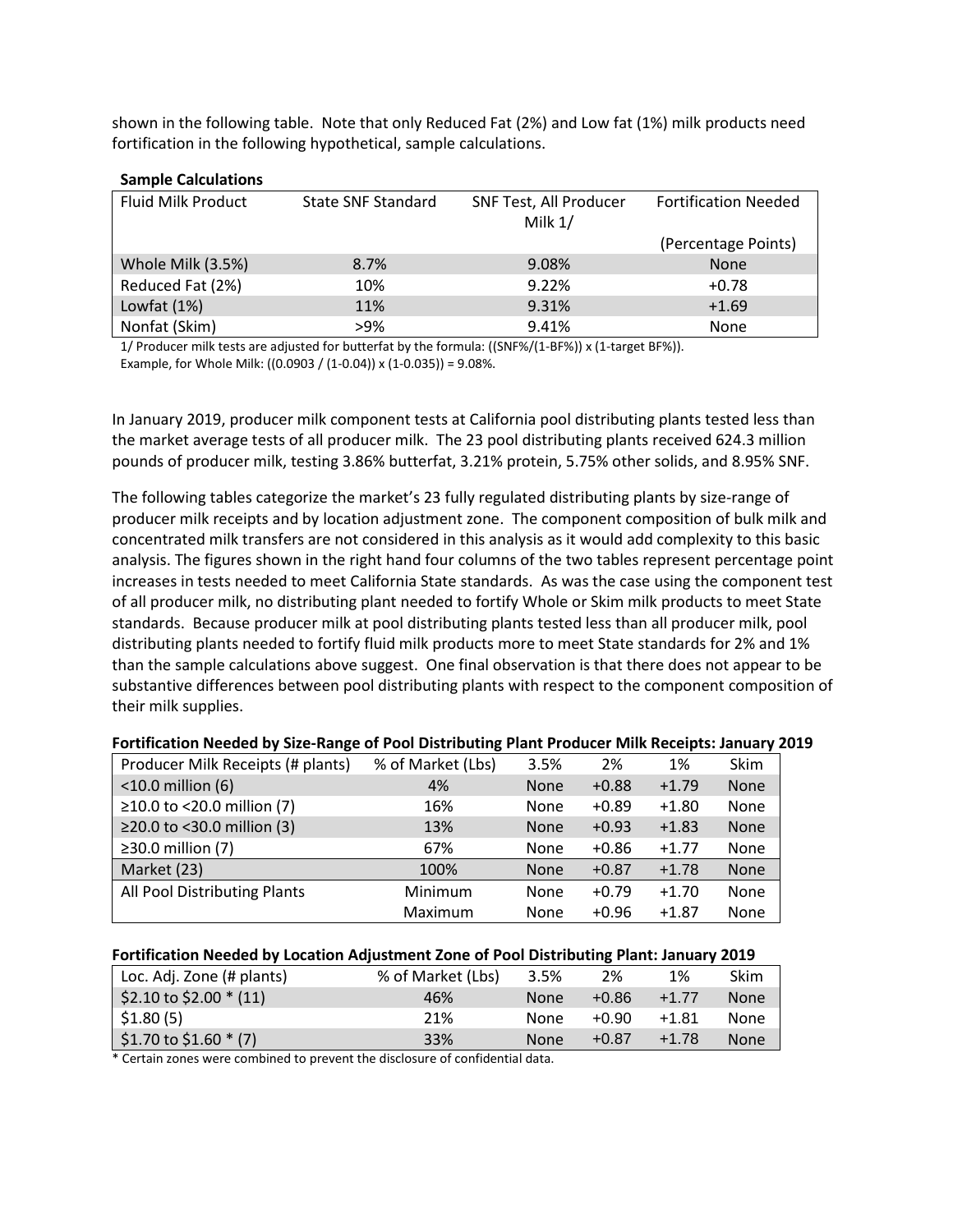shown in the following table. Note that only Reduced Fat (2%) and Low fat (1%) milk products need fortification in the following hypothetical, sample calculations.

**Sample Calculations**

| Fluid Milk Product | State SNF Standard | SNF Test, All Producer Milk 1/ | Fortification Needed |
|---|---|---|---|
| | | | (Percentage Points) |
| Whole Milk (3.5%) | 8.7% | 9.08% | None |
| Reduced Fat (2%) | 10% | 9.22% | +0.78 |
| Lowfat (1%) | 11% | 9.31% | +1.69 |
| Nonfat (Skim) | >9% | 9.41% | None |

1/ Producer milk tests are adjusted for butterfat by the formula: ((SNF%/(1-BF%)) x (1-target BF%)).
Example, for Whole Milk: ((0.0903 / (1-0.04)) x (1-0.035)) = 9.08%.

In January 2019, producer milk component tests at California pool distributing plants tested less than the market average tests of all producer milk. The 23 pool distributing plants received 624.3 million pounds of producer milk, testing 3.86% butterfat, 3.21% protein, 5.75% other solids, and 8.95% SNF.

The following tables categorize the market's 23 fully regulated distributing plants by size-range of producer milk receipts and by location adjustment zone. The component composition of bulk milk and concentrated milk transfers are not considered in this analysis as it would add complexity to this basic analysis. The figures shown in the right hand four columns of the two tables represent percentage point increases in tests needed to meet California State standards. As was the case using the component test of all producer milk, no distributing plant needed to fortify Whole or Skim milk products to meet State standards. Because producer milk at pool distributing plants tested less than all producer milk, pool distributing plants needed to fortify fluid milk products more to meet State standards for 2% and 1% than the sample calculations above suggest. One final observation is that there does not appear to be substantive differences between pool distributing plants with respect to the component composition of their milk supplies.

**Fortification Needed by Size-Range of Pool Distributing Plant Producer Milk Receipts: January 2019**

| Producer Milk Receipts (# plants) | % of Market (Lbs) | 3.5% | 2% | 1% | Skim |
|---|---|---|---|---|---|
| <10.0 million (6) | 4% | None | +0.88 | +1.79 | None |
| ≥10.0 to <20.0 million (7) | 16% | None | +0.89 | +1.80 | None |
| ≥20.0 to <30.0 million (3) | 13% | None | +0.93 | +1.83 | None |
| ≥30.0 million (7) | 67% | None | +0.86 | +1.77 | None |
| Market (23) | 100% | None | +0.87 | +1.78 | None |
| All Pool Distributing Plants | Minimum | None | +0.79 | +1.70 | None |
| | Maximum | None | +0.96 | +1.87 | None |

**Fortification Needed by Location Adjustment Zone of Pool Distributing Plant: January 2019**

| Loc. Adj. Zone (# plants) | % of Market (Lbs) | 3.5% | 2% | 1% | Skim |
|---|---|---|---|---|---|
| $2.10 to $2.00 * (11) | 46% | None | +0.86 | +1.77 | None |
| $1.80 (5) | 21% | None | +0.90 | +1.81 | None |
| $1.70 to $1.60 * (7) | 33% | None | +0.87 | +1.78 | None |

\* Certain zones were combined to prevent the disclosure of confidential data.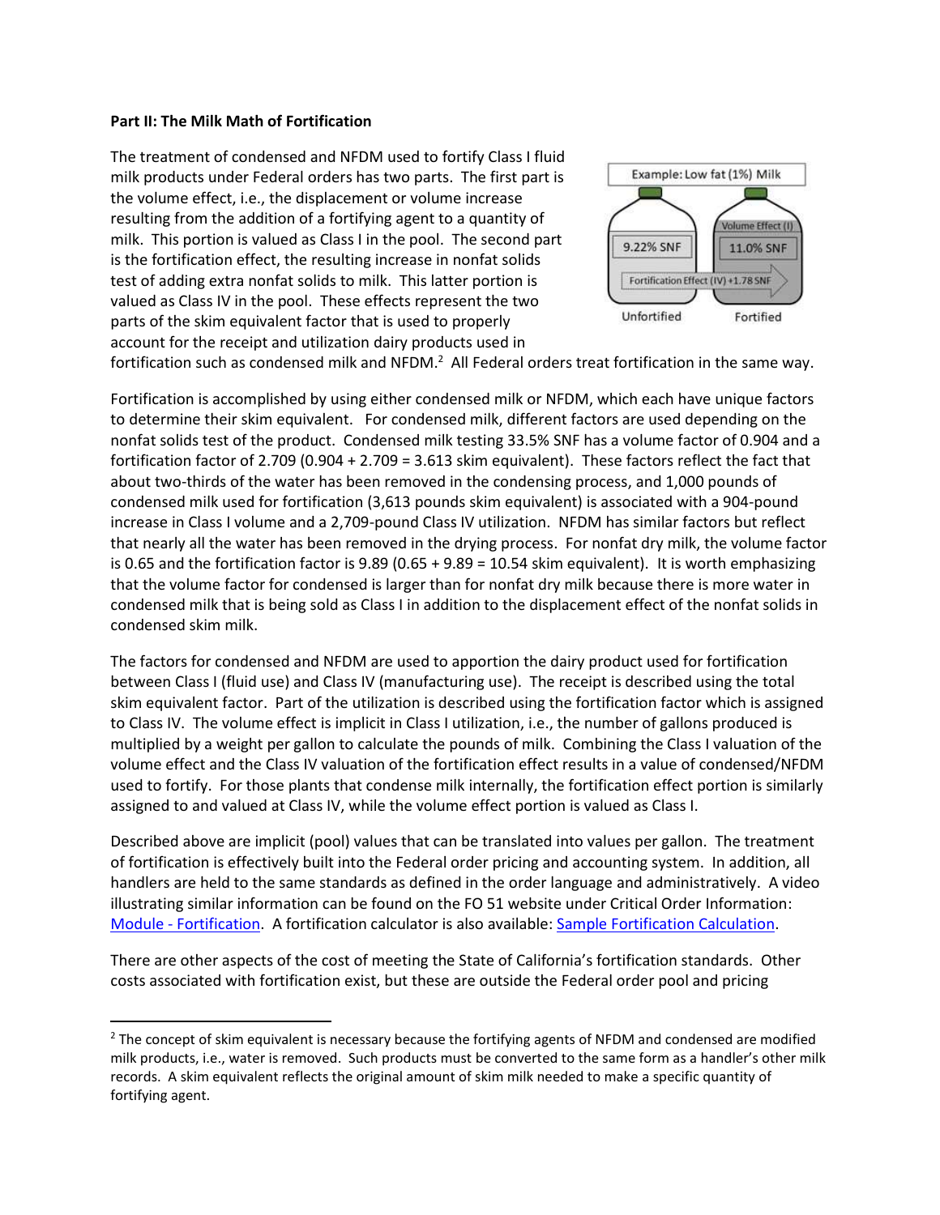**Part II: The Milk Math of Fortification**

The treatment of condensed and NFDM used to fortify Class I fluid milk products under Federal orders has two parts. The first part is the volume effect, i.e., the displacement or volume increase resulting from the addition of a fortifying agent to a quantity of milk. This portion is valued as Class I in the pool. The second part is the fortification effect, the resulting increase in nonfat solids test of adding extra nonfat solids to milk. This latter portion is valued as Class IV in the pool. These effects represent the two parts of the skim equivalent factor that is used to properly account for the receipt and utilization dairy products used in fortification such as condensed milk and NFDM.[2] All Federal orders treat fortification in the same way.

Fortification is accomplished by using either condensed milk or NFDM, which each have unique factors to determine their skim equivalent. For condensed milk, different factors are used depending on the nonfat solids test of the product. Condensed milk testing 33.5% SNF has a volume factor of 0.904 and a fortification factor of 2.709 (0.904 + 2.709 = 3.613 skim equivalent). These factors reflect the fact that about two-thirds of the water has been removed in the condensing process, and 1,000 pounds of condensed milk used for fortification (3,613 pounds skim equivalent) is associated with a 904-pound increase in Class I volume and a 2,709-pound Class IV utilization. NFDM has similar factors but reflect that nearly all the water has been removed in the drying process. For nonfat dry milk, the volume factor is 0.65 and the fortification factor is 9.89 (0.65 + 9.89 = 10.54 skim equivalent). It is worth emphasizing that the volume factor for condensed is larger than for nonfat dry milk because there is more water in condensed milk that is being sold as Class I in addition to the displacement effect of the nonfat solids in condensed skim milk.

The factors for condensed and NFDM are used to apportion the dairy product used for fortification between Class I (fluid use) and Class IV (manufacturing use). The receipt is described using the total skim equivalent factor. Part of the utilization is described using the fortification factor which is assigned to Class IV. The volume effect is implicit in Class I utilization, i.e., the number of gallons produced is multiplied by a weight per gallon to calculate the pounds of milk. Combining the Class I valuation of the volume effect and the Class IV valuation of the fortification effect results in a value of condensed/NFDM used to fortify. For those plants that condense milk internally, the fortification effect portion is similarly assigned to and valued at Class IV, while the volume effect portion is valued as Class I.

Described above are implicit (pool) values that can be translated into values per gallon. The treatment of fortification is effectively built into the Federal order pricing and accounting system. In addition, all handlers are held to the same standards as defined in the order language and administratively. A video illustrating similar information can be found on the FO 51 website under Critical Order Information: Module - Fortification. A fortification calculator is also available: Sample Fortification Calculation.

There are other aspects of the cost of meeting the State of California's fortification standards. Other costs associated with fortification exist, but these are outside the Federal order pool and pricing

[2] The concept of skim equivalent is necessary because the fortifying agents of NFDM and condensed are modified milk products, i.e., water is removed. Such products must be converted to the same form as a handler's other milk records. A skim equivalent reflects the original amount of skim milk needed to make a specific quantity of fortifying agent.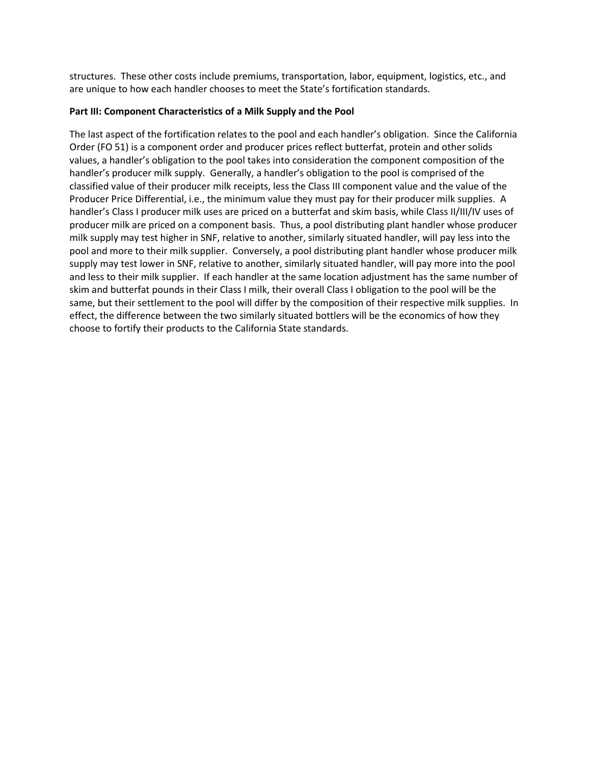structures. These other costs include premiums, transportation, labor, equipment, logistics, etc., and are unique to how each handler chooses to meet the State's fortification standards.

**Part III: Component Characteristics of a Milk Supply and the Pool**

The last aspect of the fortification relates to the pool and each handler's obligation. Since the California Order (FO 51) is a component order and producer prices reflect butterfat, protein and other solids values, a handler's obligation to the pool takes into consideration the component composition of the handler's producer milk supply. Generally, a handler's obligation to the pool is comprised of the classified value of their producer milk receipts, less the Class III component value and the value of the Producer Price Differential, i.e., the minimum value they must pay for their producer milk supplies. A handler's Class I producer milk uses are priced on a butterfat and skim basis, while Class II/III/IV uses of producer milk are priced on a component basis. Thus, a pool distributing plant handler whose producer milk supply may test higher in SNF, relative to another, similarly situated handler, will pay less into the pool and more to their milk supplier. Conversely, a pool distributing plant handler whose producer milk supply may test lower in SNF, relative to another, similarly situated handler, will pay more into the pool and less to their milk supplier. If each handler at the same location adjustment has the same number of skim and butterfat pounds in their Class I milk, their overall Class I obligation to the pool will be the same, but their settlement to the pool will differ by the composition of their respective milk supplies. In effect, the difference between the two similarly situated bottlers will be the economics of how they choose to fortify their products to the California State standards.